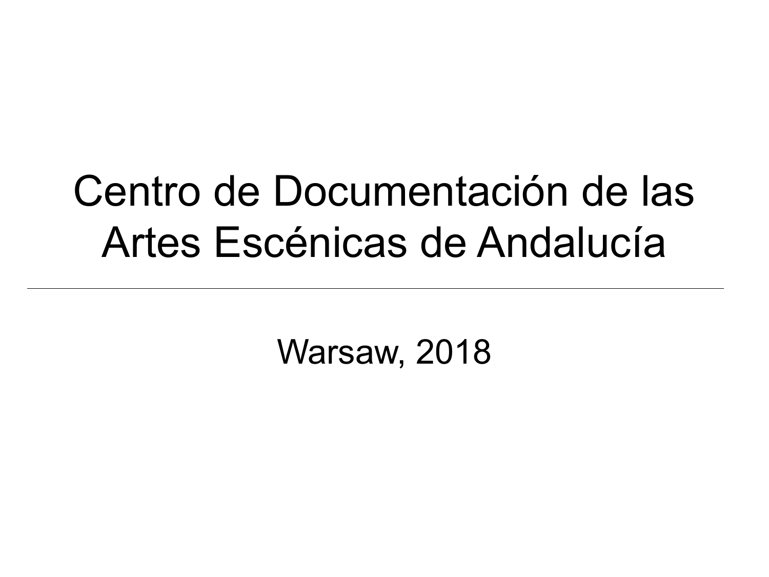# Centro de Documentación de las Artes Escénicas de Andalucía

---

Warsaw, 2018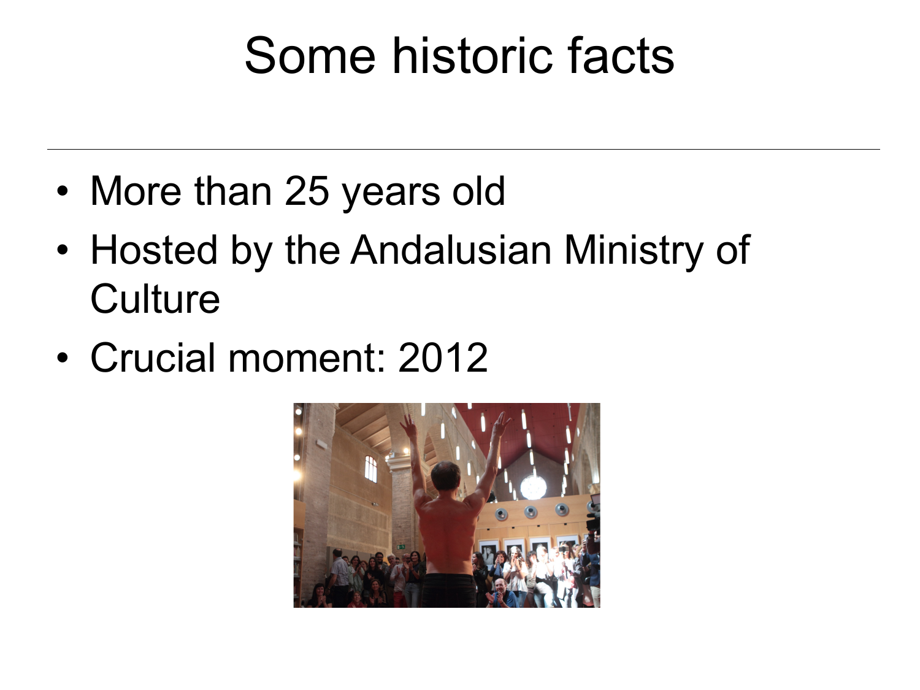# Some historic facts

- More than 25 years old
- Hosted by the Andalusian Ministry of Culture
- Crucial moment: 2012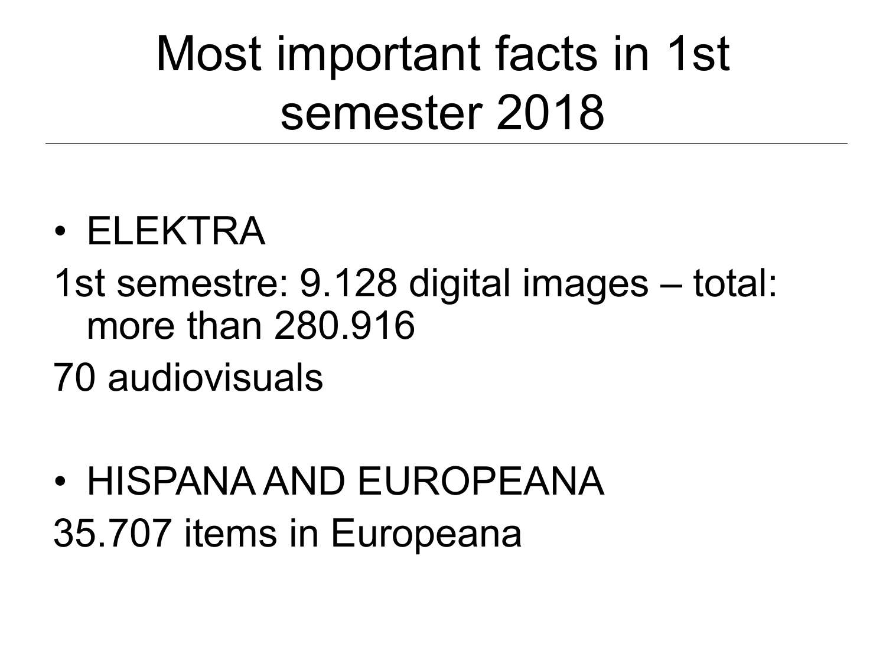# Most important facts in 1st semester 2018

- ELEKTRA

1st semestre: 9.128 digital images – total: more than 280.916

70 audiovisuals

- HISPANA AND EUROPEANA

35.707 items in Europeana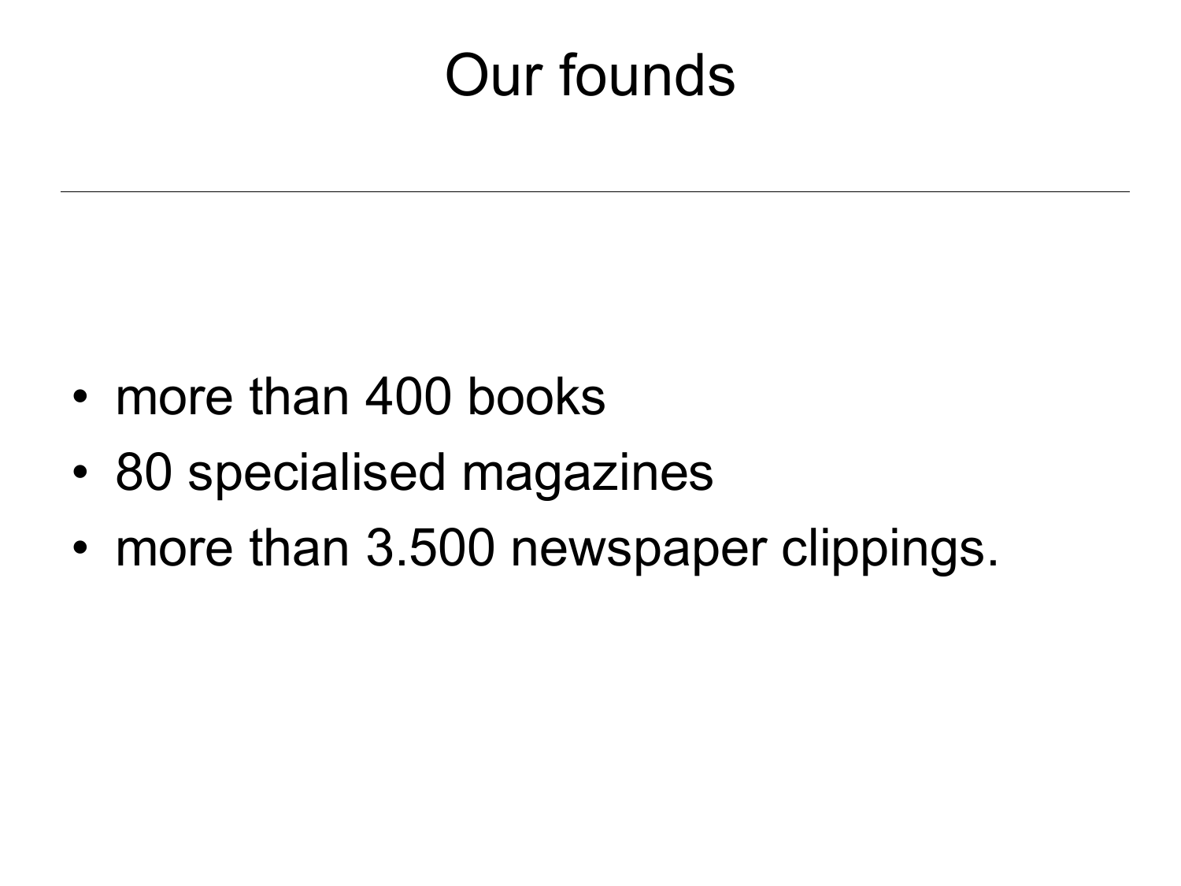# Our founds

- more than 400 books
- 80 specialised magazines
- more than 3.500 newspaper clippings.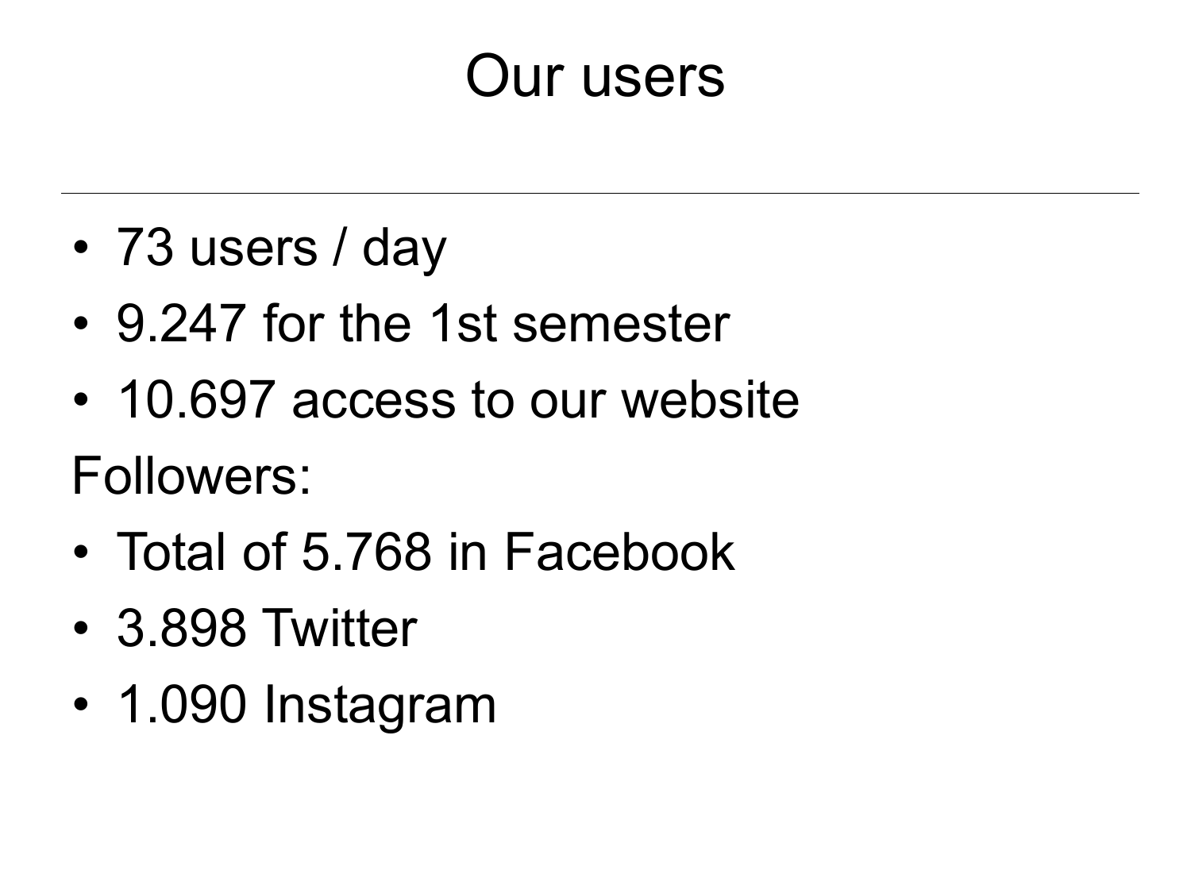# Our users

- 73 users / day
- 9.247 for the 1st semester
- 10.697 access to our website

Followers:

- Total of 5.768 in Facebook
- 3.898 Twitter
- 1.090 Instagram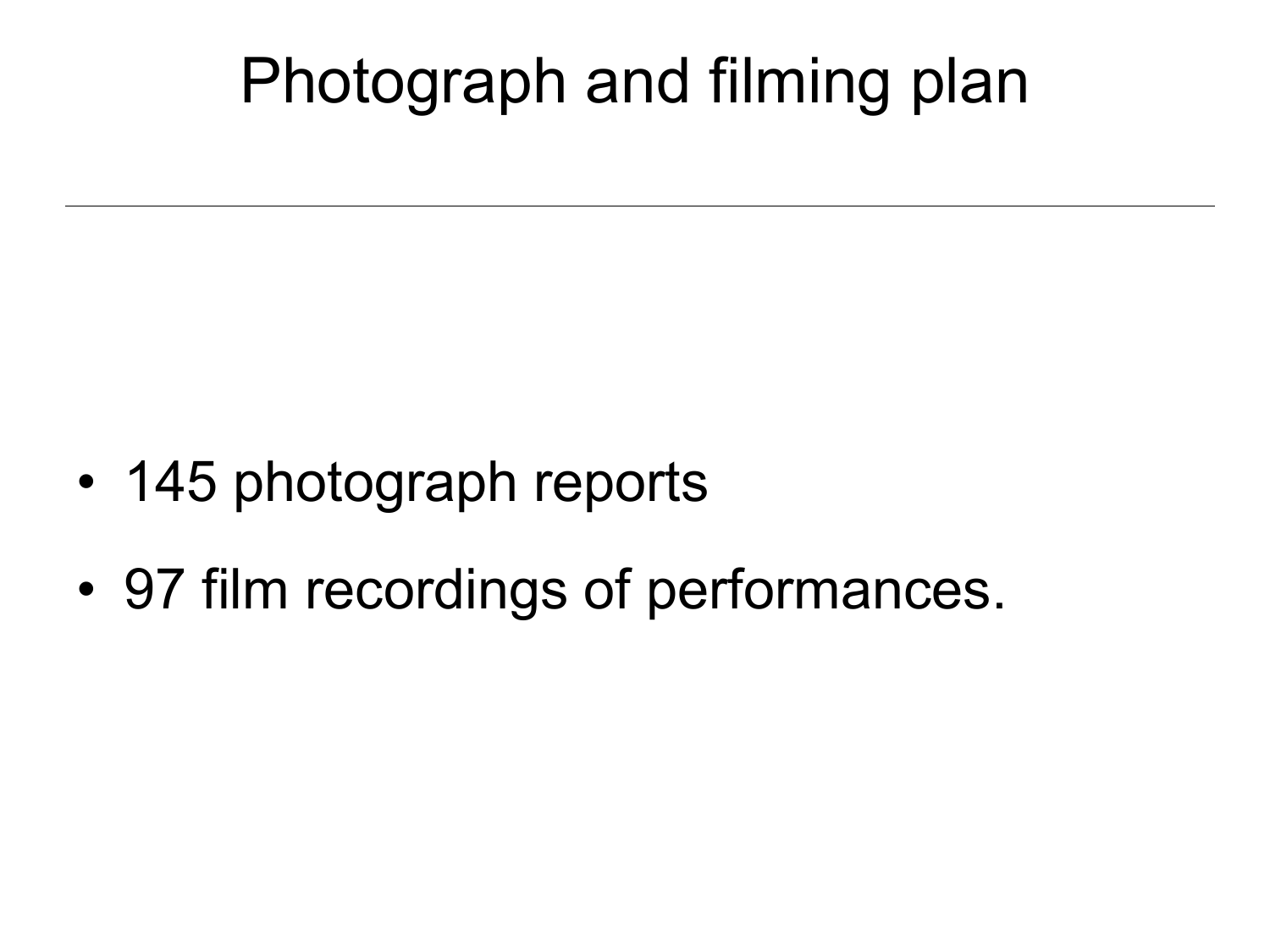# Photograph and filming plan

- 145 photograph reports
- 97 film recordings of performances.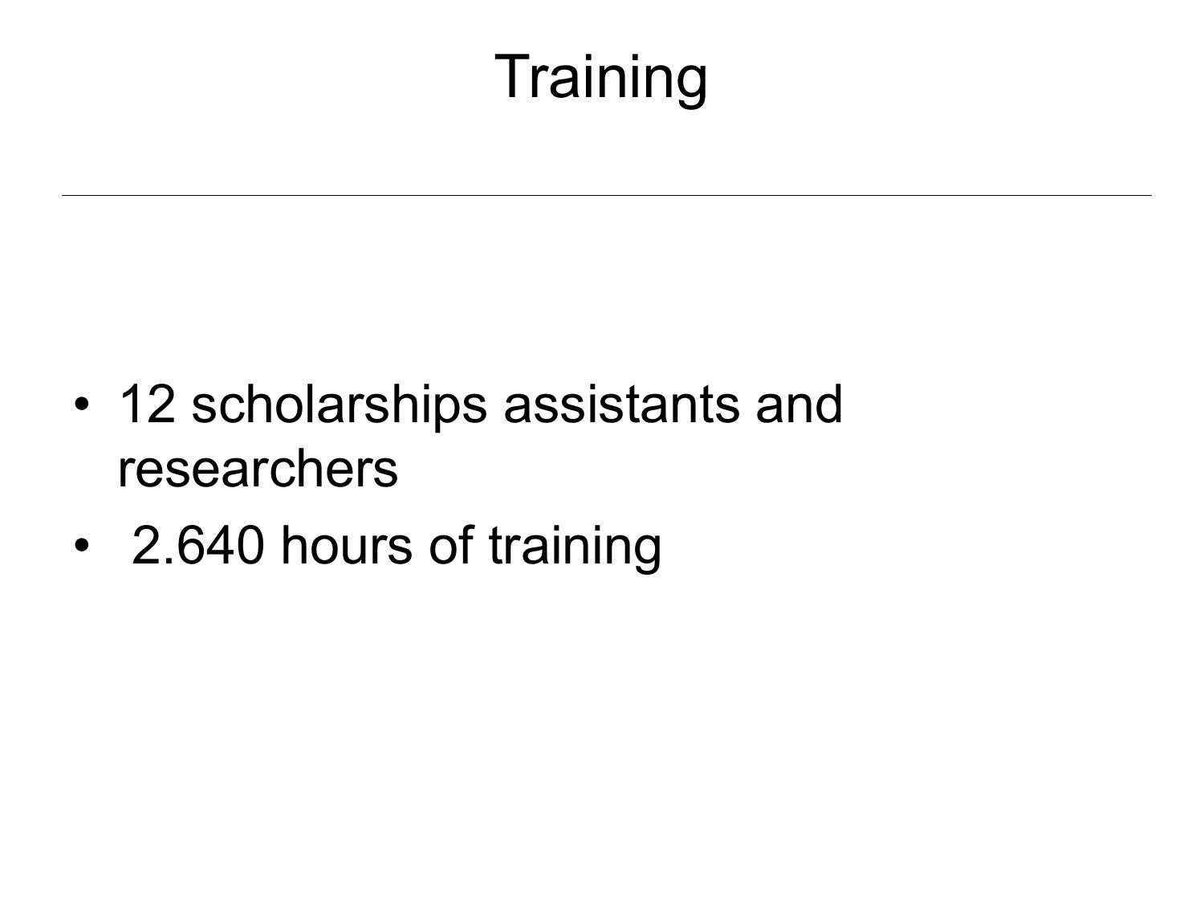# Training

- 12 scholarships assistants and researchers
- 2.640 hours of training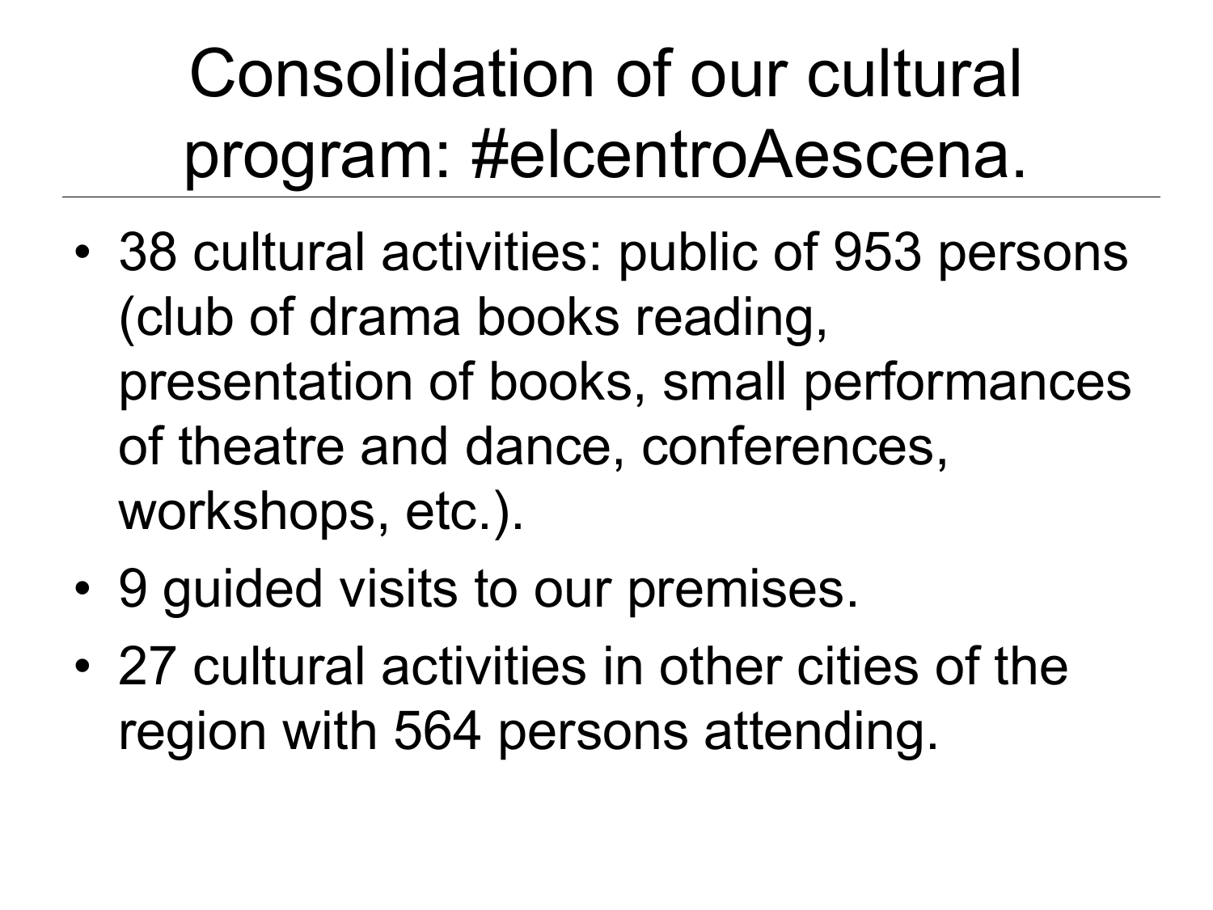# Consolidation of our cultural program: #elcentroAescena.

- 38 cultural activities: public of 953 persons (club of drama books reading, presentation of books, small performances of theatre and dance, conferences, workshops, etc.).
- 9 guided visits to our premises.
- 27 cultural activities in other cities of the region with 564 persons attending.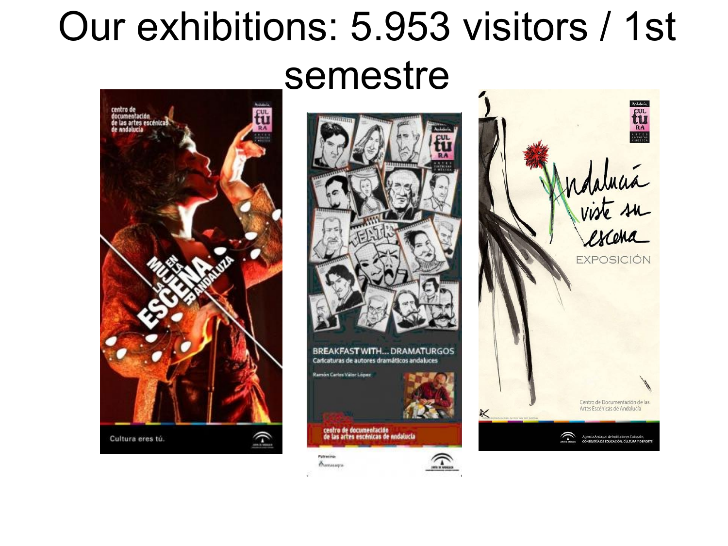# Our exhibitions: 5.953 visitors / 1st semestre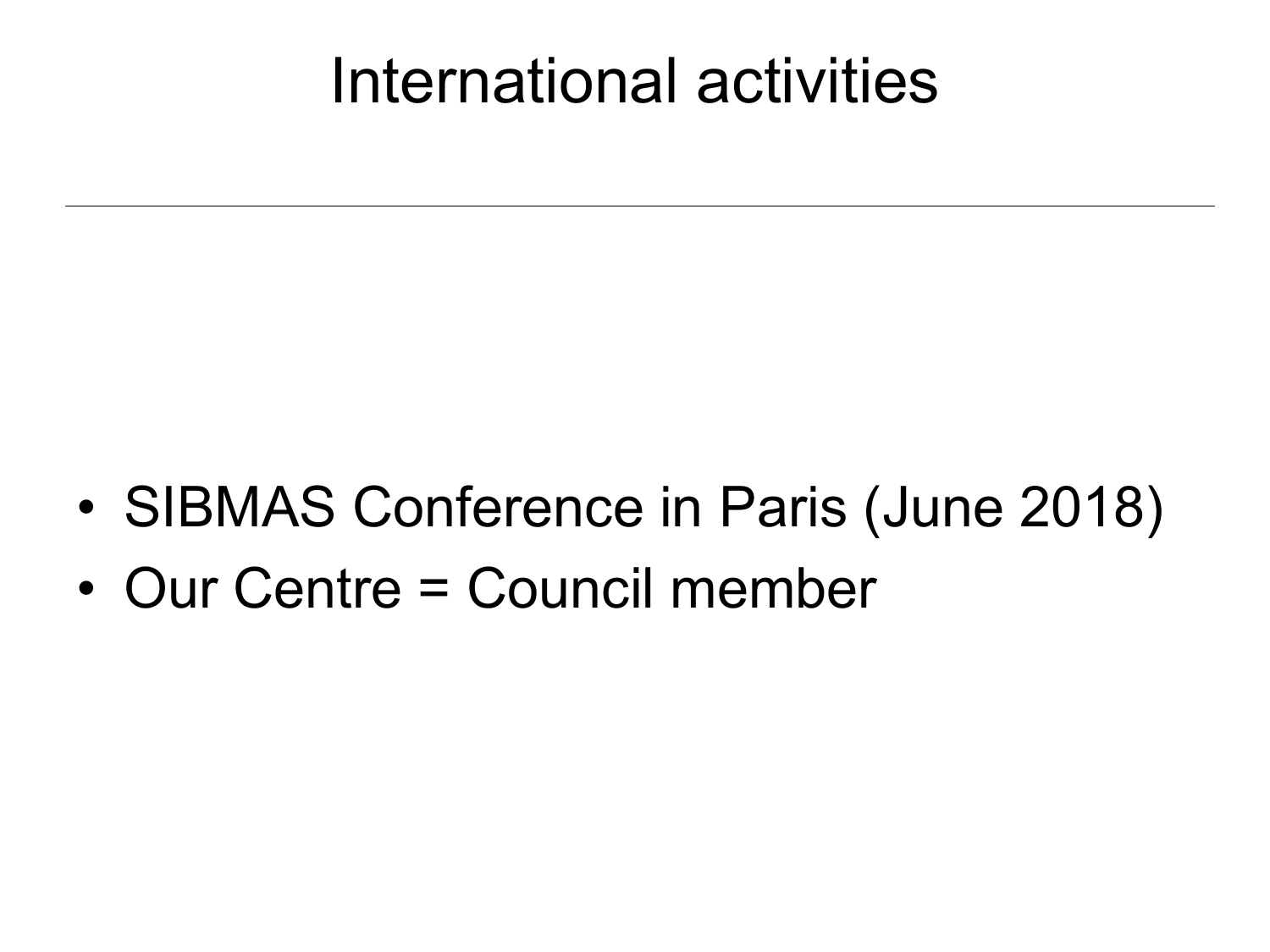# International activities

- SIBMAS Conference in Paris (June 2018)
- Our Centre = Council member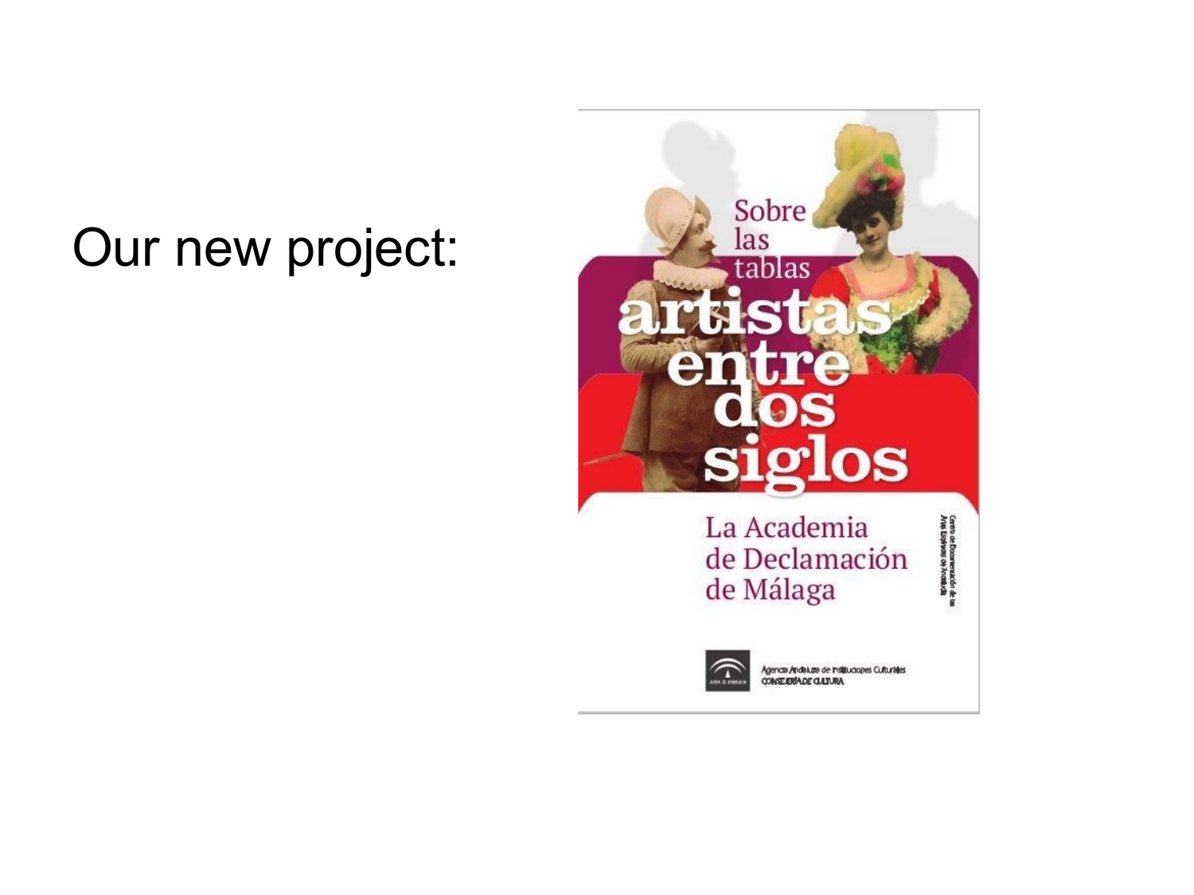Our new project:

Sobre las tablas

artistas entre dos siglos

La Academia de Declamación de Málaga

Centro de Documentación de las Artes Escénicas de Andalucía

Agencia Andaluza de Instituciones Culturales
CONSEJERÍA DE CULTURA